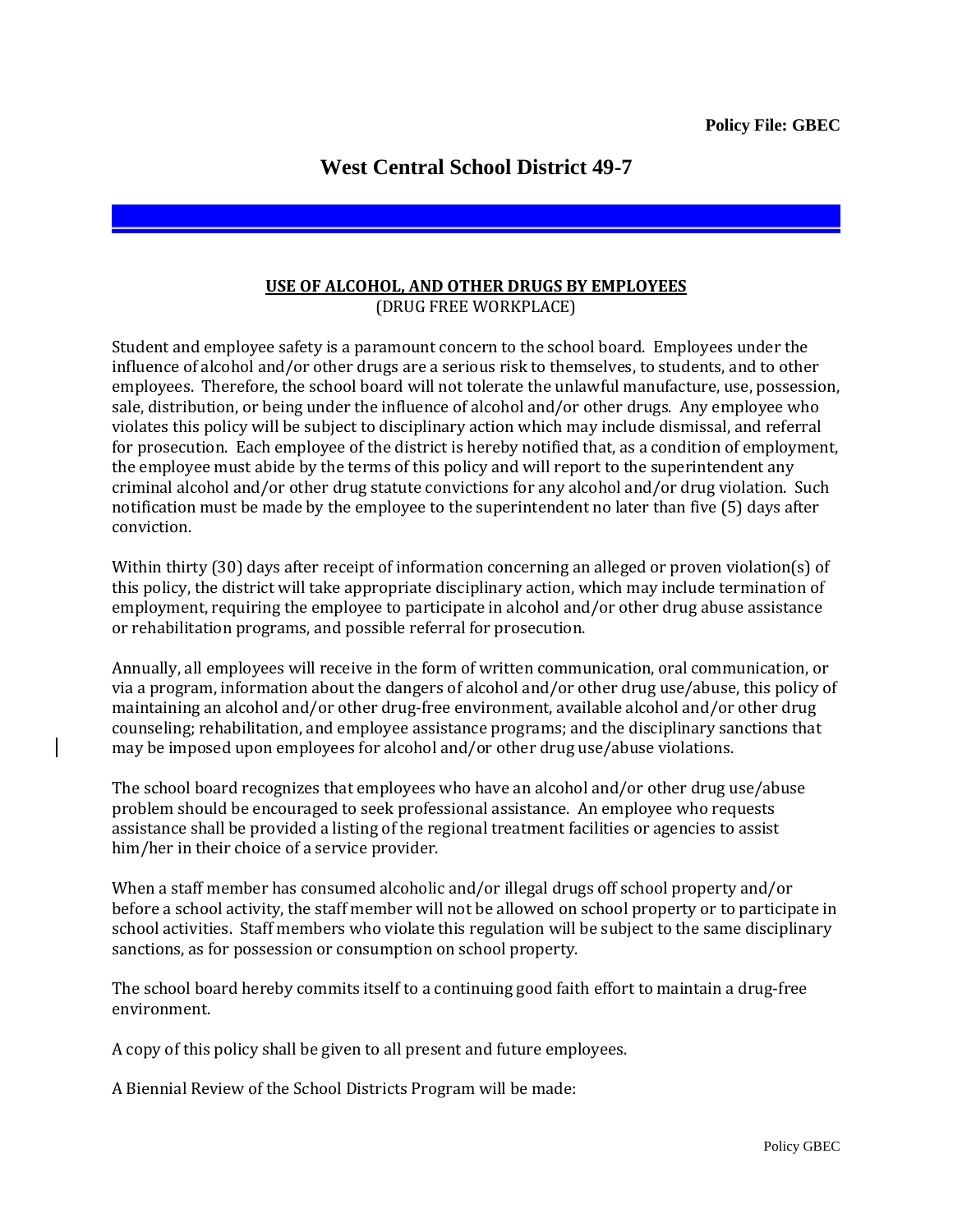**Policy File: GBEC**

# West Central School District 49-7

## USE OF ALCOHOL, AND OTHER DRUGS BY EMPLOYEES
(DRUG FREE WORKPLACE)

Student and employee safety is a paramount concern to the school board. Employees under the influence of alcohol and/or other drugs are a serious risk to themselves, to students, and to other employees. Therefore, the school board will not tolerate the unlawful manufacture, use, possession, sale, distribution, or being under the influence of alcohol and/or other drugs. Any employee who violates this policy will be subject to disciplinary action which may include dismissal, and referral for prosecution. Each employee of the district is hereby notified that, as a condition of employment, the employee must abide by the terms of this policy and will report to the superintendent any criminal alcohol and/or other drug statute convictions for any alcohol and/or drug violation. Such notification must be made by the employee to the superintendent no later than five (5) days after conviction.

Within thirty (30) days after receipt of information concerning an alleged or proven violation(s) of this policy, the district will take appropriate disciplinary action, which may include termination of employment, requiring the employee to participate in alcohol and/or other drug abuse assistance or rehabilitation programs, and possible referral for prosecution.

Annually, all employees will receive in the form of written communication, oral communication, or via a program, information about the dangers of alcohol and/or other drug use/abuse, this policy of maintaining an alcohol and/or other drug-free environment, available alcohol and/or other drug counseling; rehabilitation, and employee assistance programs; and the disciplinary sanctions that may be imposed upon employees for alcohol and/or other drug use/abuse violations.

The school board recognizes that employees who have an alcohol and/or other drug use/abuse problem should be encouraged to seek professional assistance. An employee who requests assistance shall be provided a listing of the regional treatment facilities or agencies to assist him/her in their choice of a service provider.

When a staff member has consumed alcoholic and/or illegal drugs off school property and/or before a school activity, the staff member will not be allowed on school property or to participate in school activities. Staff members who violate this regulation will be subject to the same disciplinary sanctions, as for possession or consumption on school property.

The school board hereby commits itself to a continuing good faith effort to maintain a drug-free environment.

A copy of this policy shall be given to all present and future employees.

A Biennial Review of the School Districts Program will be made: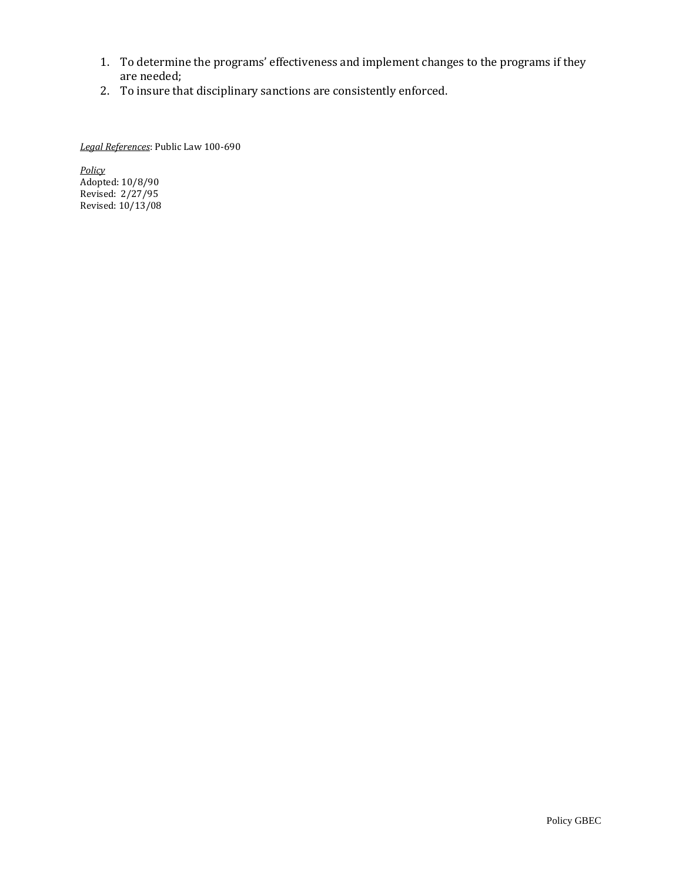1. To determine the programs' effectiveness and implement changes to the programs if they are needed;
2. To insure that disciplinary sanctions are consistently enforced.

*Legal References*: Public Law 100-690

*Policy*
Adopted: 10/8/90
Revised: 2/27/95
Revised: 10/13/08